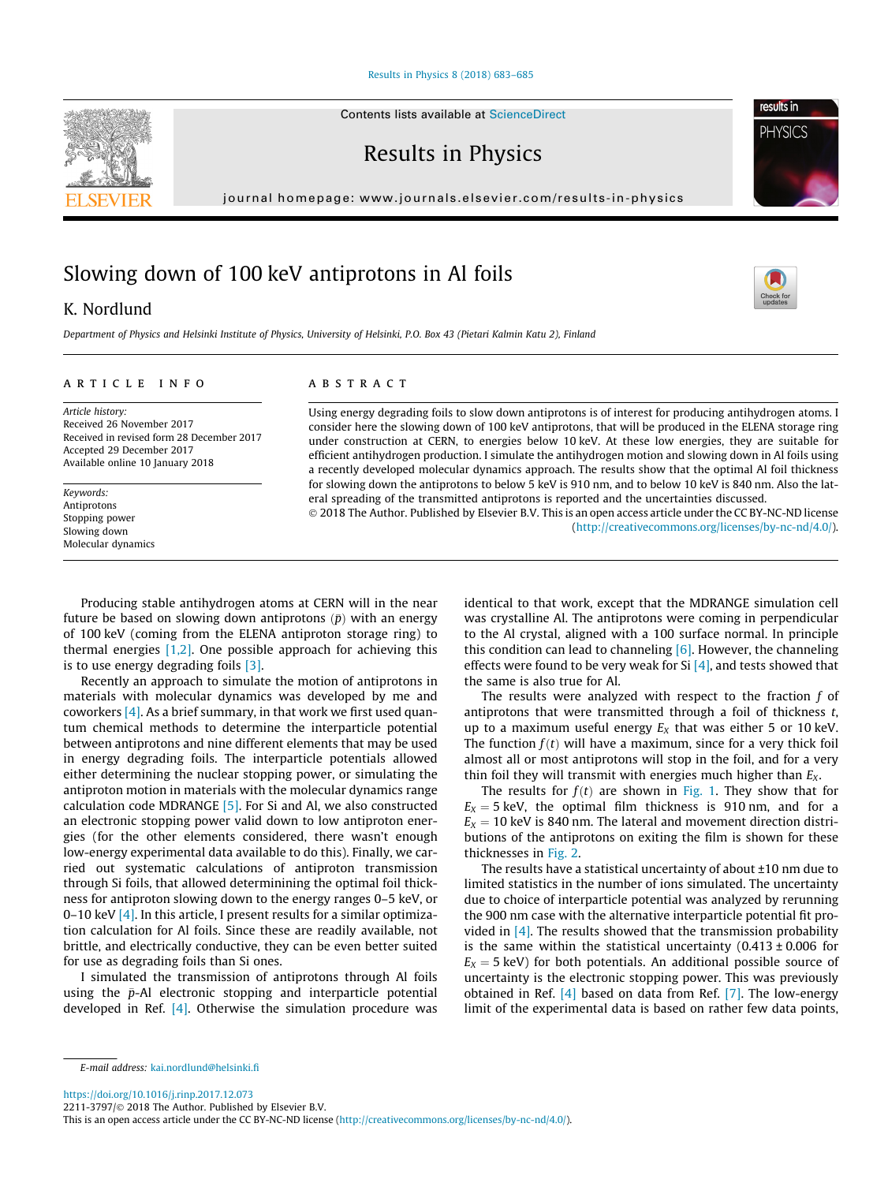Contents lists available at ScienceDirect

# Results in Physics

journal homepage: www.journals.elsevier.com/results-in-physics

# Slowing down of 100 keV antiprotons in Al foils

K. Nordlund

*Department of Physics and Helsinki Institute of Physics, University of Helsinki, P.O. Box 43 (Pietari Kalmin Katu 2), Finland*

## ARTICLE INFO

*Article history:*
Received 26 November 2017
Received in revised form 28 December 2017
Accepted 29 December 2017
Available online 10 January 2018

*Keywords:*
Antiprotons
Stopping power
Slowing down
Molecular dynamics

## ABSTRACT

Using energy degrading foils to slow down antiprotons is of interest for producing antihydrogen atoms. I consider here the slowing down of 100 keV antiprotons, that will be produced in the ELENA storage ring under construction at CERN, to energies below 10 keV. At these low energies, they are suitable for efficient antihydrogen production. I simulate the antihydrogen motion and slowing down in Al foils using a recently developed molecular dynamics approach. The results show that the optimal Al foil thickness for slowing down the antiprotons to below 5 keV is 910 nm, and to below 10 keV is 840 nm. Also the lateral spreading of the transmitted antiprotons is reported and the uncertainties discussed.

© 2018 The Author. Published by Elsevier B.V. This is an open access article under the CC BY-NC-ND license (http://creativecommons.org/licenses/by-nc-nd/4.0/).

Producing stable antihydrogen atoms at CERN will in the near future be based on slowing down antiprotons ($\bar{p}$) with an energy of 100 keV (coming from the ELENA antiproton storage ring) to thermal energies [1,2]. One possible approach for achieving this is to use energy degrading foils [3].

Recently an approach to simulate the motion of antiprotons in materials with molecular dynamics was developed by me and coworkers [4]. As a brief summary, in that work we first used quantum chemical methods to determine the interparticle potential between antiprotons and nine different elements that may be used in energy degrading foils. The interparticle potentials allowed either determining the nuclear stopping power, or simulating the antiproton motion in materials with the molecular dynamics range calculation code MDRANGE [5]. For Si and Al, we also constructed an electronic stopping power valid down to low antiproton energies (for the other elements considered, there wasn't enough low-energy experimental data available to do this). Finally, we carried out systematic calculations of antiproton transmission through Si foils, that allowed determinining the optimal foil thickness for antiproton slowing down to the energy ranges 0–5 keV, or 0–10 keV [4]. In this article, I present results for a similar optimization calculation for Al foils. Since these are readily available, not brittle, and electrically conductive, they can be even better suited for use as degrading foils than Si ones.

I simulated the transmission of antiprotons through Al foils using the $\bar{p}$-Al electronic stopping and interparticle potential developed in Ref. [4]. Otherwise the simulation procedure was identical to that work, except that the MDRANGE simulation cell was crystalline Al. The antiprotons were coming in perpendicular to the Al crystal, aligned with a 100 surface normal. In principle this condition can lead to channeling [6]. However, the channeling effects were found to be very weak for Si [4], and tests showed that the same is also true for Al.

The results were analyzed with respect to the fraction $f$ of antiprotons that were transmitted through a foil of thickness $t$, up to a maximum useful energy $E_X$ that was either 5 or 10 keV. The function $f(t)$ will have a maximum, since for a very thick foil almost all or most antiprotons will stop in the foil, and for a very thin foil they will transmit with energies much higher than $E_X$.

The results for $f(t)$ are shown in Fig. 1. They show that for $E_X = 5$ keV, the optimal film thickness is 910 nm, and for a $E_X = 10$ keV is 840 nm. The lateral and movement direction distributions of the antiprotons on exiting the film is shown for these thicknesses in Fig. 2.

The results have a statistical uncertainty of about ±10 nm due to limited statistics in the number of ions simulated. The uncertainty due to choice of interparticle potential was analyzed by rerunning the 900 nm case with the alternative interparticle potential fit provided in [4]. The results showed that the transmission probability is the same within the statistical uncertainty (0.413 ± 0.006 for $E_X = 5$ keV) for both potentials. An additional possible source of uncertainty is the electronic stopping power. This was previously obtained in Ref. [4] based on data from Ref. [7]. The low-energy limit of the experimental data is based on rather few data points,

E-mail address: kai.nordlund@helsinki.fi

https://doi.org/10.1016/j.rinp.2017.12.073
2211-3797/© 2018 The Author. Published by Elsevier B.V.
This is an open access article under the CC BY-NC-ND license (http://creativecommons.org/licenses/by-nc-nd/4.0/).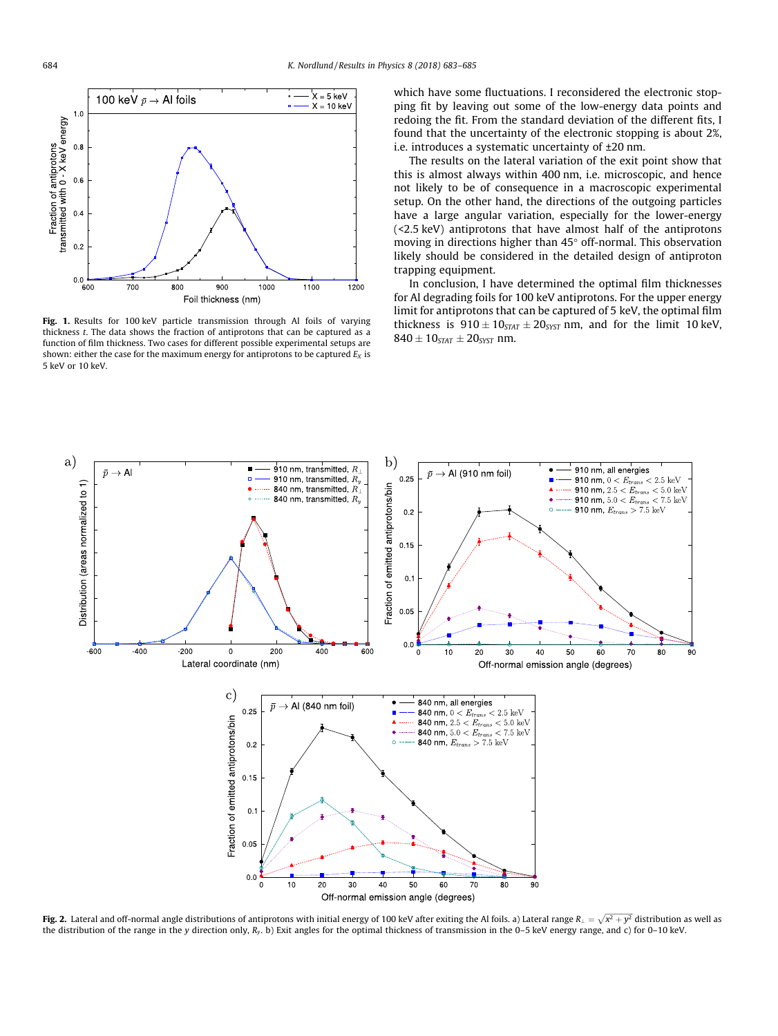Fig. 1. Results for 100 keV particle transmission through Al foils of varying thickness $t$. The data shows the fraction of antiprotons that can be captured as a function of film thickness. Two cases for different possible experimental setups are shown: either the case for the maximum energy for antiprotons to be captured $E_X$ is 5 keV or 10 keV.

which have some fluctuations. I reconsidered the electronic stopping fit by leaving out some of the low-energy data points and redoing the fit. From the standard deviation of the different fits, I found that the uncertainty of the electronic stopping is about 2%, i.e. introduces a systematic uncertainty of ±20 nm.

The results on the lateral variation of the exit point show that this is almost always within 400 nm, i.e. microscopic, and hence not likely to be of consequence in a macroscopic experimental setup. On the other hand, the directions of the outgoing particles have a large angular variation, especially for the lower-energy (<2.5 keV) antiprotons that have almost half of the antiprotons moving in directions higher than 45° off-normal. This observation likely should be considered in the detailed design of antiproton trapping equipment.

In conclusion, I have determined the optimal film thicknesses for Al degrading foils for 100 keV antiprotons. For the upper energy limit for antiprotons that can be captured of 5 keV, the optimal film thickness is $910 \pm 10_{STAT} \pm 20_{SYST}$ nm, and for the limit 10 keV, $840 \pm 10_{STAT} \pm 20_{SYST}$ nm.

Fig. 2. Lateral and off-normal angle distributions of antiprotons with initial energy of 100 keV after exiting the Al foils. a) Lateral range $R_\perp = \sqrt{x^2 + y^2}$ distribution as well as the distribution of the range in the $y$ direction only, $R_y$. b) Exit angles for the optimal thickness of transmission in the 0–5 keV energy range, and c) for 0–10 keV.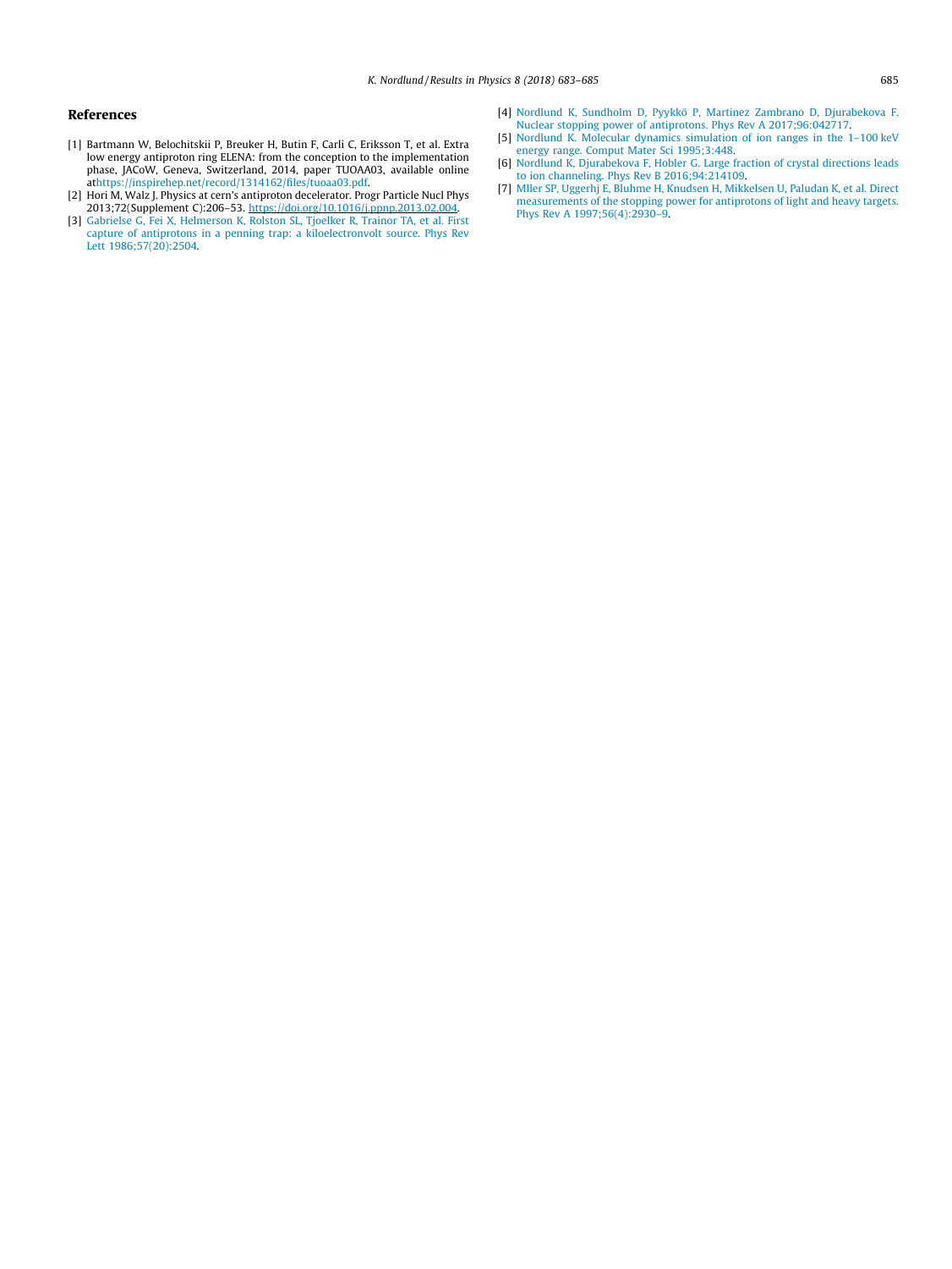## References

[1] Bartmann W, Belochitskii P, Breuker H, Butin F, Carli C, Eriksson T, et al. Extra low energy antiproton ring ELENA: from the conception to the implementation phase, JACoW, Geneva, Switzerland, 2014, paper TUOAA03, available online athttps://inspirehep.net/record/1314162/files/tuoaa03.pdf.

[2] Hori M, Walz J. Physics at cern's antiproton decelerator. Progr Particle Nucl Phys 2013;72(Supplement C):206–53. https://doi.org/10.1016/j.ppnp.2013.02.004.

[3] Gabrielse G, Fei X, Helmerson K, Rolston SL, Tjoelker R, Trainor TA, et al. First capture of antiprotons in a penning trap: a kiloelectronvolt source. Phys Rev Lett 1986;57(20):2504.

[4] Nordlund K, Sundholm D, Pyykkö P, Martinez Zambrano D, Djurabekova F. Nuclear stopping power of antiprotons. Phys Rev A 2017;96:042717.

[5] Nordlund K. Molecular dynamics simulation of ion ranges in the 1–100 keV energy range. Comput Mater Sci 1995;3:448.

[6] Nordlund K, Djurabekova F, Hobler G. Large fraction of crystal directions leads to ion channeling. Phys Rev B 2016;94:214109.

[7] Mller SP, Uggerhj E, Bluhme H, Knudsen H, Mikkelsen U, Paludan K, et al. Direct measurements of the stopping power for antiprotons of light and heavy targets. Phys Rev A 1997;56(4):2930–9.